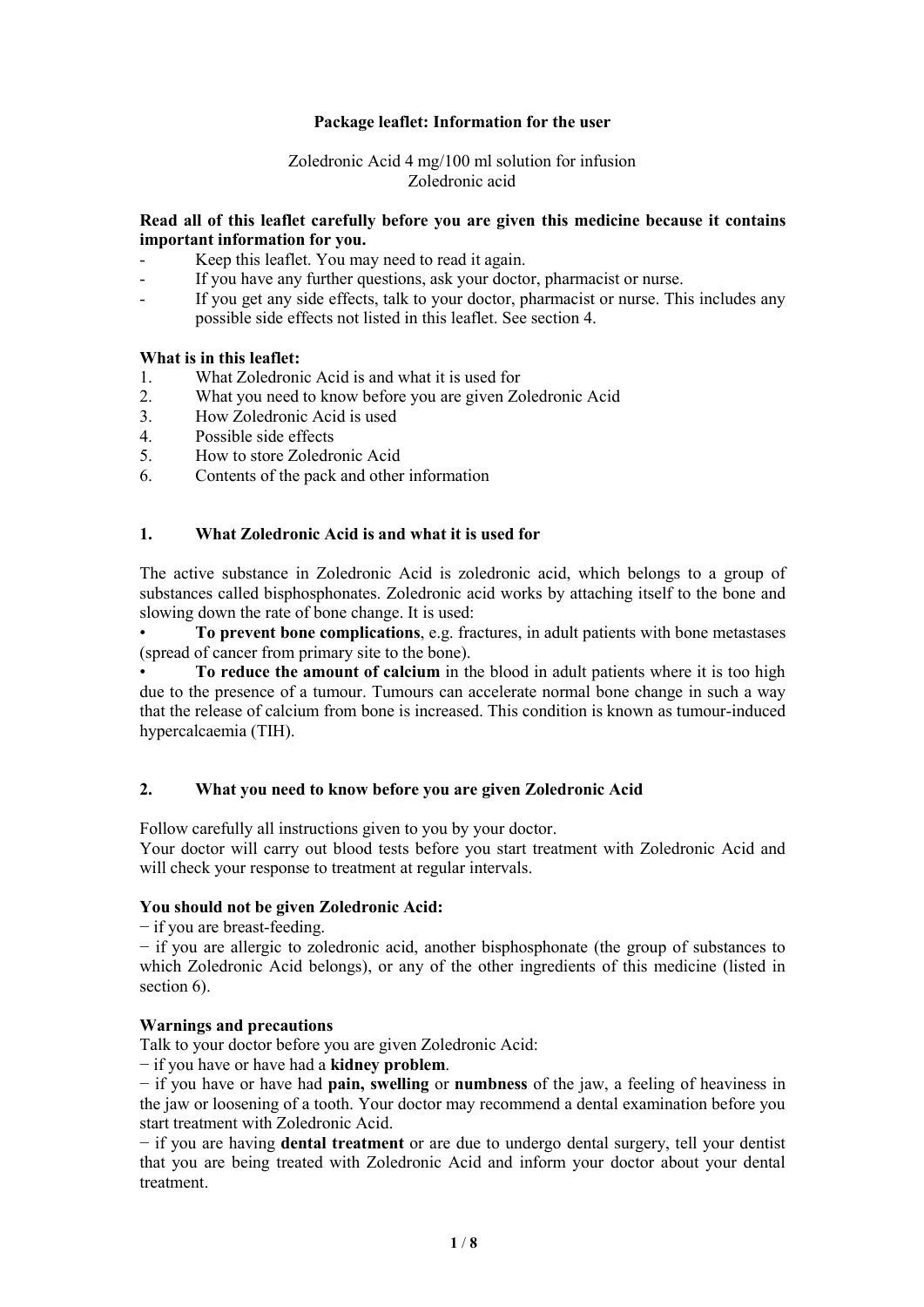**Package leaflet: Information for the user**

Zoledronic Acid 4 mg/100 ml solution for infusion
Zoledronic acid

**Read all of this leaflet carefully before you are given this medicine because it contains important information for you.**

- Keep this leaflet. You may need to read it again.
- If you have any further questions, ask your doctor, pharmacist or nurse.
- If you get any side effects, talk to your doctor, pharmacist or nurse. This includes any possible side effects not listed in this leaflet. See section 4.

**What is in this leaflet:**

1. What Zoledronic Acid is and what it is used for
2. What you need to know before you are given Zoledronic Acid
3. How Zoledronic Acid is used
4. Possible side effects
5. How to store Zoledronic Acid
6. Contents of the pack and other information

## 1. What Zoledronic Acid is and what it is used for

The active substance in Zoledronic Acid is zoledronic acid, which belongs to a group of substances called bisphosphonates. Zoledronic acid works by attaching itself to the bone and slowing down the rate of bone change. It is used:

- **To prevent bone complications**, e.g. fractures, in adult patients with bone metastases (spread of cancer from primary site to the bone).
- **To reduce the amount of calcium** in the blood in adult patients where it is too high due to the presence of a tumour. Tumours can accelerate normal bone change in such a way that the release of calcium from bone is increased. This condition is known as tumour-induced hypercalcaemia (TIH).

## 2. What you need to know before you are given Zoledronic Acid

Follow carefully all instructions given to you by your doctor.
Your doctor will carry out blood tests before you start treatment with Zoledronic Acid and will check your response to treatment at regular intervals.

**You should not be given Zoledronic Acid:**

− if you are breast-feeding.
− if you are allergic to zoledronic acid, another bisphosphonate (the group of substances to which Zoledronic Acid belongs), or any of the other ingredients of this medicine (listed in section 6).

**Warnings and precautions**

Talk to your doctor before you are given Zoledronic Acid:

− if you have or have had a **kidney problem**.
− if you have or have had **pain, swelling** or **numbness** of the jaw, a feeling of heaviness in the jaw or loosening of a tooth. Your doctor may recommend a dental examination before you start treatment with Zoledronic Acid.
− if you are having **dental treatment** or are due to undergo dental surgery, tell your dentist that you are being treated with Zoledronic Acid and inform your doctor about your dental treatment.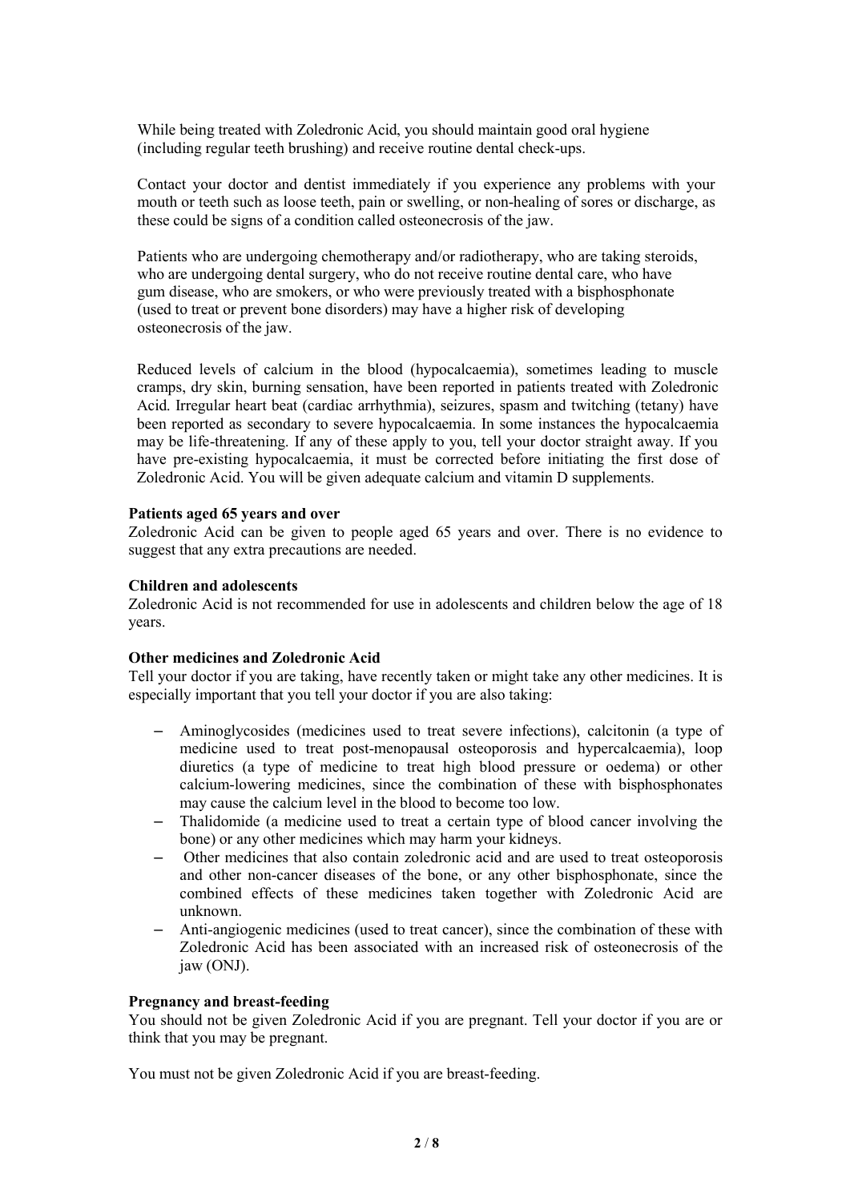While being treated with Zoledronic Acid, you should maintain good oral hygiene (including regular teeth brushing) and receive routine dental check-ups.

Contact your doctor and dentist immediately if you experience any problems with your mouth or teeth such as loose teeth, pain or swelling, or non-healing of sores or discharge, as these could be signs of a condition called osteonecrosis of the jaw.

Patients who are undergoing chemotherapy and/or radiotherapy, who are taking steroids, who are undergoing dental surgery, who do not receive routine dental care, who have gum disease, who are smokers, or who were previously treated with a bisphosphonate (used to treat or prevent bone disorders) may have a higher risk of developing osteonecrosis of the jaw.

Reduced levels of calcium in the blood (hypocalcaemia), sometimes leading to muscle cramps, dry skin, burning sensation, have been reported in patients treated with Zoledronic Acid. Irregular heart beat (cardiac arrhythmia), seizures, spasm and twitching (tetany) have been reported as secondary to severe hypocalcaemia. In some instances the hypocalcaemia may be life-threatening. If any of these apply to you, tell your doctor straight away. If you have pre-existing hypocalcaemia, it must be corrected before initiating the first dose of Zoledronic Acid. You will be given adequate calcium and vitamin D supplements.

**Patients aged 65 years and over**

Zoledronic Acid can be given to people aged 65 years and over. There is no evidence to suggest that any extra precautions are needed.

**Children and adolescents**

Zoledronic Acid is not recommended for use in adolescents and children below the age of 18 years.

**Other medicines and Zoledronic Acid**

Tell your doctor if you are taking, have recently taken or might take any other medicines. It is especially important that you tell your doctor if you are also taking:

- Aminoglycosides (medicines used to treat severe infections), calcitonin (a type of medicine used to treat post-menopausal osteoporosis and hypercalcaemia), loop diuretics (a type of medicine to treat high blood pressure or oedema) or other calcium-lowering medicines, since the combination of these with bisphosphonates may cause the calcium level in the blood to become too low.
- Thalidomide (a medicine used to treat a certain type of blood cancer involving the bone) or any other medicines which may harm your kidneys.
- Other medicines that also contain zoledronic acid and are used to treat osteoporosis and other non-cancer diseases of the bone, or any other bisphosphonate, since the combined effects of these medicines taken together with Zoledronic Acid are unknown.
- Anti-angiogenic medicines (used to treat cancer), since the combination of these with Zoledronic Acid has been associated with an increased risk of osteonecrosis of the jaw (ONJ).

**Pregnancy and breast-feeding**

You should not be given Zoledronic Acid if you are pregnant. Tell your doctor if you are or think that you may be pregnant.

You must not be given Zoledronic Acid if you are breast-feeding.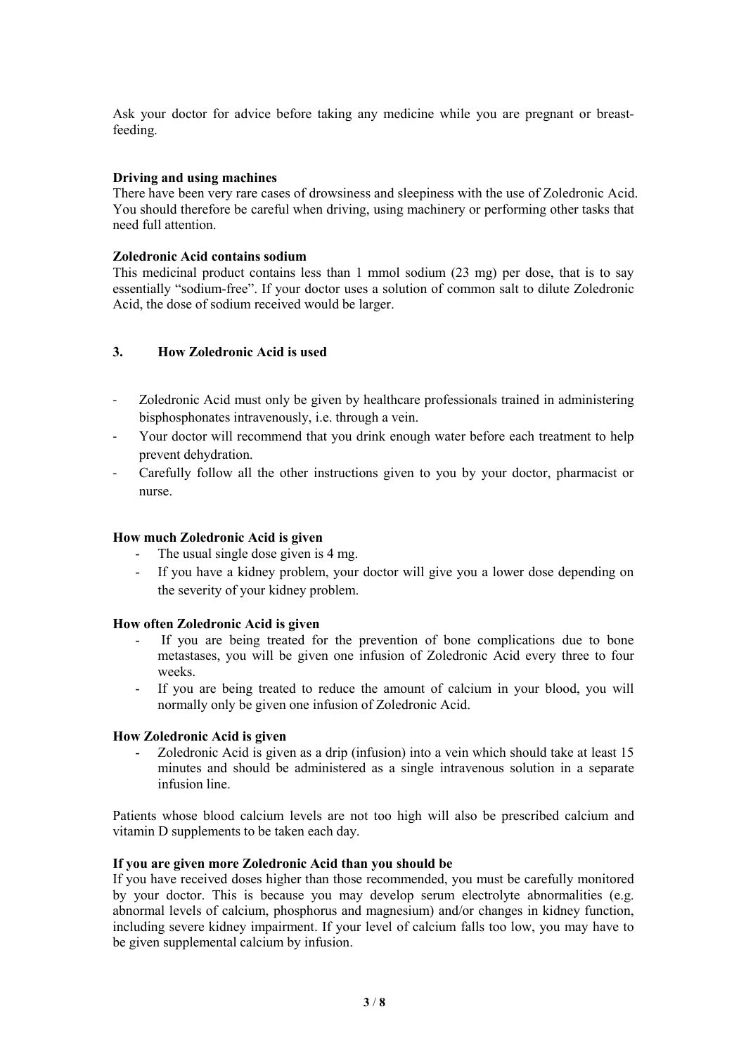Ask your doctor for advice before taking any medicine while you are pregnant or breast-feeding.

**Driving and using machines**
There have been very rare cases of drowsiness and sleepiness with the use of Zoledronic Acid. You should therefore be careful when driving, using machinery or performing other tasks that need full attention.

**Zoledronic Acid contains sodium**
This medicinal product contains less than 1 mmol sodium (23 mg) per dose, that is to say essentially "sodium-free". If your doctor uses a solution of common salt to dilute Zoledronic Acid, the dose of sodium received would be larger.

## 3. How Zoledronic Acid is used

- Zoledronic Acid must only be given by healthcare professionals trained in administering bisphosphonates intravenously, i.e. through a vein.
- Your doctor will recommend that you drink enough water before each treatment to help prevent dehydration.
- Carefully follow all the other instructions given to you by your doctor, pharmacist or nurse.

**How much Zoledronic Acid is given**

- The usual single dose given is 4 mg.
- If you have a kidney problem, your doctor will give you a lower dose depending on the severity of your kidney problem.

**How often Zoledronic Acid is given**

- If you are being treated for the prevention of bone complications due to bone metastases, you will be given one infusion of Zoledronic Acid every three to four weeks.
- If you are being treated to reduce the amount of calcium in your blood, you will normally only be given one infusion of Zoledronic Acid.

**How Zoledronic Acid is given**

- Zoledronic Acid is given as a drip (infusion) into a vein which should take at least 15 minutes and should be administered as a single intravenous solution in a separate infusion line.

Patients whose blood calcium levels are not too high will also be prescribed calcium and vitamin D supplements to be taken each day.

**If you are given more Zoledronic Acid than you should be**
If you have received doses higher than those recommended, you must be carefully monitored by your doctor. This is because you may develop serum electrolyte abnormalities (e.g. abnormal levels of calcium, phosphorus and magnesium) and/or changes in kidney function, including severe kidney impairment. If your level of calcium falls too low, you may have to be given supplemental calcium by infusion.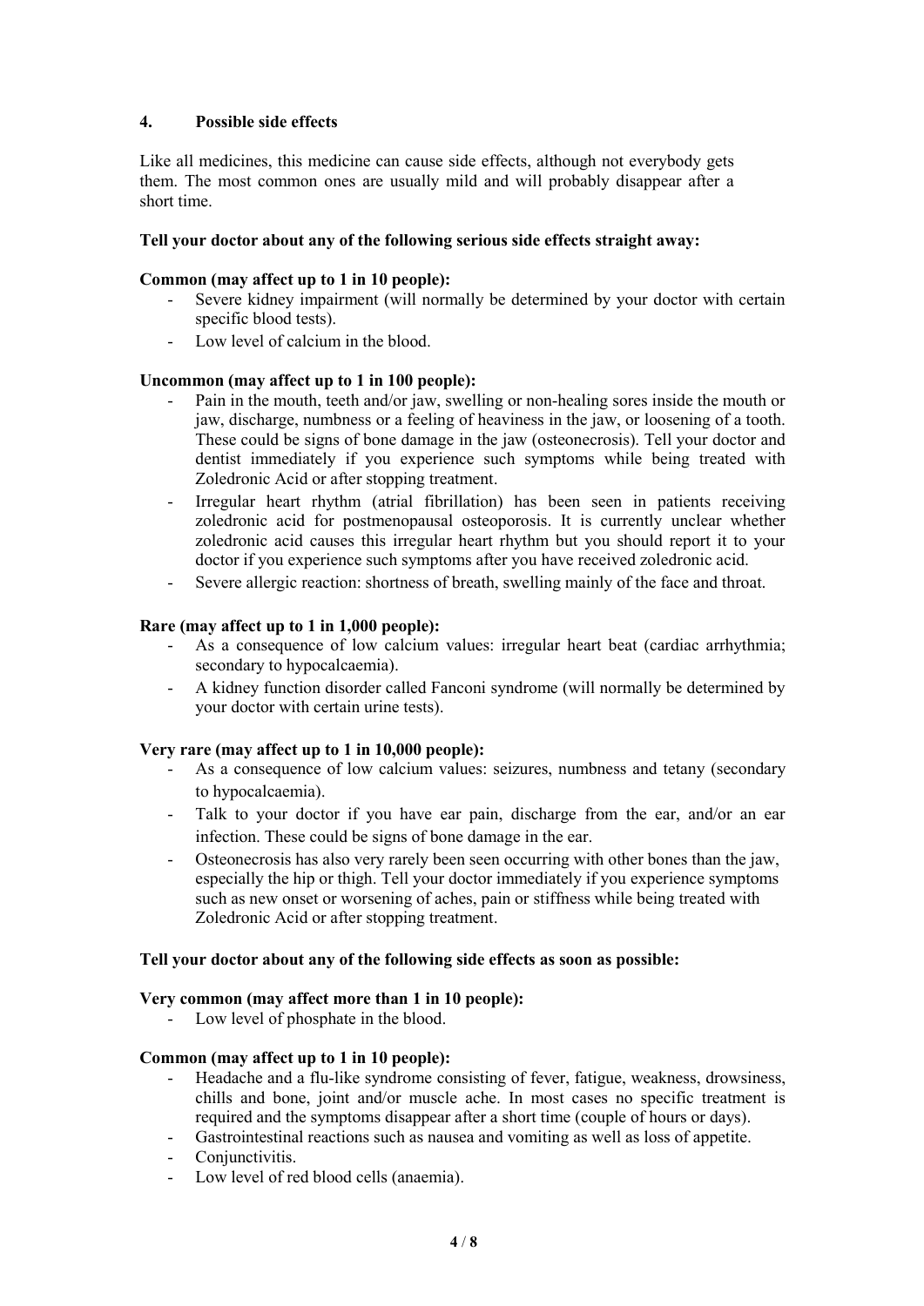## 4. Possible side effects

Like all medicines, this medicine can cause side effects, although not everybody gets them. The most common ones are usually mild and will probably disappear after a short time.

**Tell your doctor about any of the following serious side effects straight away:**

**Common (may affect up to 1 in 10 people):**

- Severe kidney impairment (will normally be determined by your doctor with certain specific blood tests).
- Low level of calcium in the blood.

**Uncommon (may affect up to 1 in 100 people):**

- Pain in the mouth, teeth and/or jaw, swelling or non-healing sores inside the mouth or jaw, discharge, numbness or a feeling of heaviness in the jaw, or loosening of a tooth. These could be signs of bone damage in the jaw (osteonecrosis). Tell your doctor and dentist immediately if you experience such symptoms while being treated with Zoledronic Acid or after stopping treatment.
- Irregular heart rhythm (atrial fibrillation) has been seen in patients receiving zoledronic acid for postmenopausal osteoporosis. It is currently unclear whether zoledronic acid causes this irregular heart rhythm but you should report it to your doctor if you experience such symptoms after you have received zoledronic acid.
- Severe allergic reaction: shortness of breath, swelling mainly of the face and throat.

**Rare (may affect up to 1 in 1,000 people):**

- As a consequence of low calcium values: irregular heart beat (cardiac arrhythmia; secondary to hypocalcaemia).
- A kidney function disorder called Fanconi syndrome (will normally be determined by your doctor with certain urine tests).

**Very rare (may affect up to 1 in 10,000 people):**

- As a consequence of low calcium values: seizures, numbness and tetany (secondary to hypocalcaemia).
- Talk to your doctor if you have ear pain, discharge from the ear, and/or an ear infection. These could be signs of bone damage in the ear.
- Osteonecrosis has also very rarely been seen occurring with other bones than the jaw, especially the hip or thigh. Tell your doctor immediately if you experience symptoms such as new onset or worsening of aches, pain or stiffness while being treated with Zoledronic Acid or after stopping treatment.

**Tell your doctor about any of the following side effects as soon as possible:**

**Very common (may affect more than 1 in 10 people):**

- Low level of phosphate in the blood.

**Common (may affect up to 1 in 10 people):**

- Headache and a flu-like syndrome consisting of fever, fatigue, weakness, drowsiness, chills and bone, joint and/or muscle ache. In most cases no specific treatment is required and the symptoms disappear after a short time (couple of hours or days).
- Gastrointestinal reactions such as nausea and vomiting as well as loss of appetite.
- Conjunctivitis.
- Low level of red blood cells (anaemia).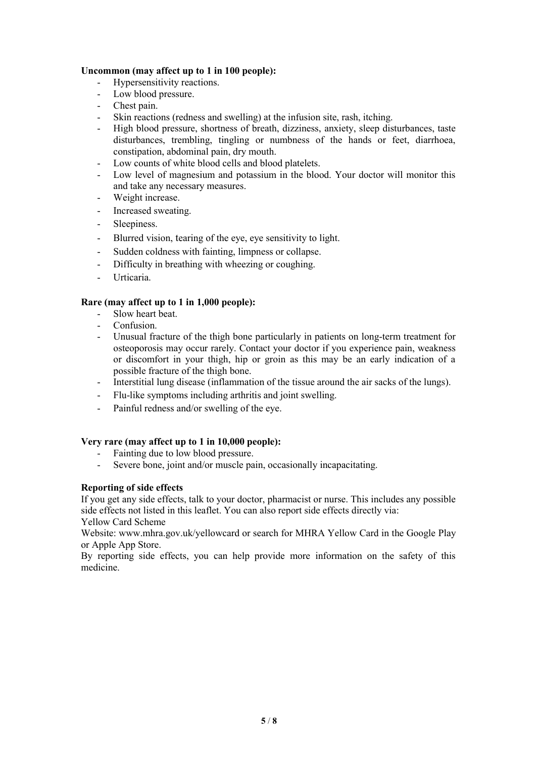**Uncommon (may affect up to 1 in 100 people):**

- Hypersensitivity reactions.
- Low blood pressure.
- Chest pain.
- Skin reactions (redness and swelling) at the infusion site, rash, itching.
- High blood pressure, shortness of breath, dizziness, anxiety, sleep disturbances, taste disturbances, trembling, tingling or numbness of the hands or feet, diarrhoea, constipation, abdominal pain, dry mouth.
- Low counts of white blood cells and blood platelets.
- Low level of magnesium and potassium in the blood. Your doctor will monitor this and take any necessary measures.
- Weight increase.
- Increased sweating.
- Sleepiness.
- Blurred vision, tearing of the eye, eye sensitivity to light.
- Sudden coldness with fainting, limpness or collapse.
- Difficulty in breathing with wheezing or coughing.
- Urticaria.

**Rare (may affect up to 1 in 1,000 people):**

- Slow heart beat.
- Confusion.
- Unusual fracture of the thigh bone particularly in patients on long-term treatment for osteoporosis may occur rarely. Contact your doctor if you experience pain, weakness or discomfort in your thigh, hip or groin as this may be an early indication of a possible fracture of the thigh bone.
- Interstitial lung disease (inflammation of the tissue around the air sacks of the lungs).
- Flu-like symptoms including arthritis and joint swelling.
- Painful redness and/or swelling of the eye.

**Very rare (may affect up to 1 in 10,000 people):**

- Fainting due to low blood pressure.
- Severe bone, joint and/or muscle pain, occasionally incapacitating.

**Reporting of side effects**

If you get any side effects, talk to your doctor, pharmacist or nurse. This includes any possible side effects not listed in this leaflet. You can also report side effects directly via:
Yellow Card Scheme
Website: www.mhra.gov.uk/yellowcard or search for MHRA Yellow Card in the Google Play or Apple App Store.
By reporting side effects, you can help provide more information on the safety of this medicine.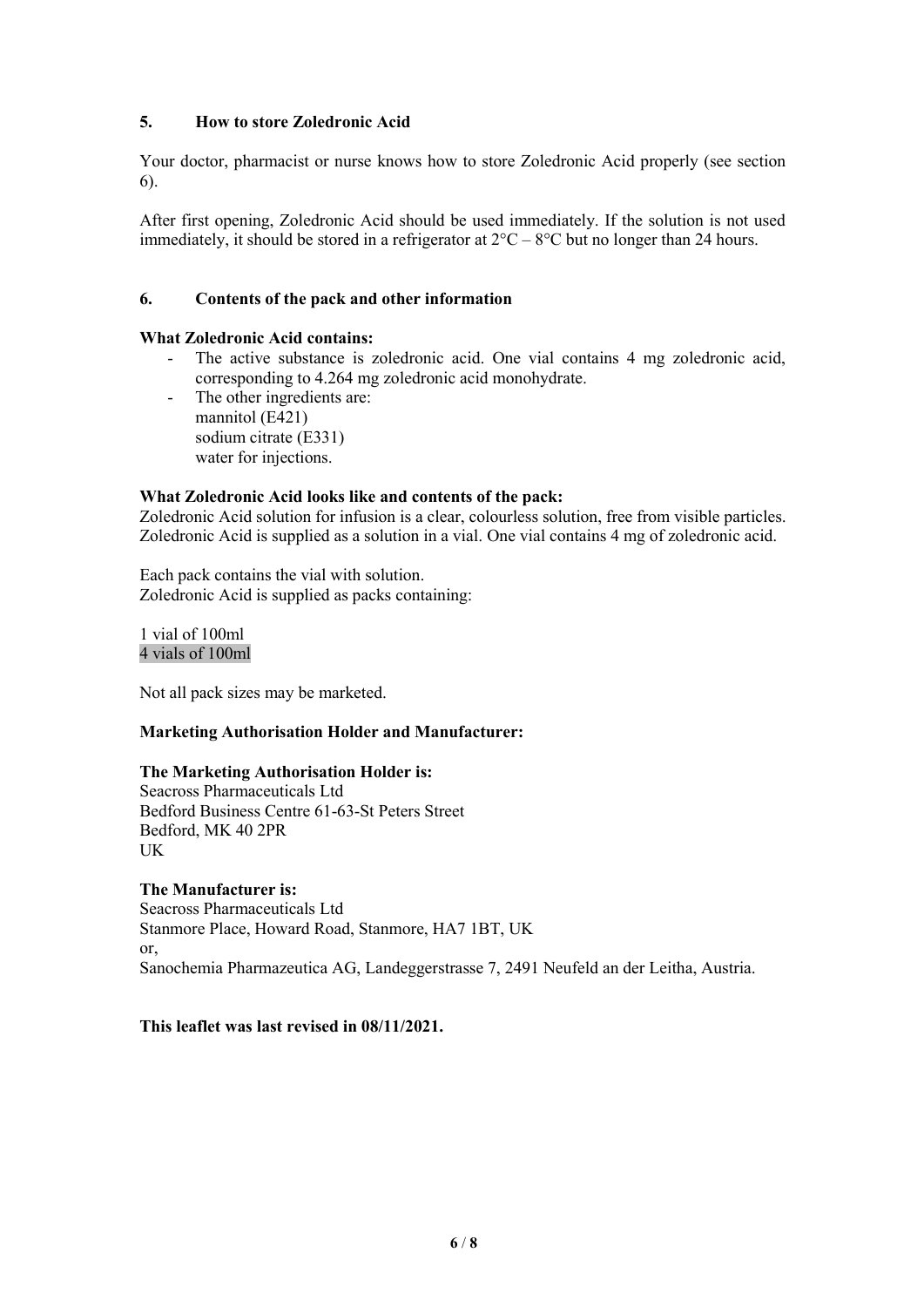## 5. How to store Zoledronic Acid

Your doctor, pharmacist or nurse knows how to store Zoledronic Acid properly (see section 6).

After first opening, Zoledronic Acid should be used immediately. If the solution is not used immediately, it should be stored in a refrigerator at 2°C – 8°C but no longer than 24 hours.

## 6. Contents of the pack and other information

**What Zoledronic Acid contains:**

- The active substance is zoledronic acid. One vial contains 4 mg zoledronic acid, corresponding to 4.264 mg zoledronic acid monohydrate.
- The other ingredients are:
  mannitol (E421)
  sodium citrate (E331)
  water for injections.

**What Zoledronic Acid looks like and contents of the pack:**

Zoledronic Acid solution for infusion is a clear, colourless solution, free from visible particles. Zoledronic Acid is supplied as a solution in a vial. One vial contains 4 mg of zoledronic acid.

Each pack contains the vial with solution.
Zoledronic Acid is supplied as packs containing:

1 vial of 100ml
4 vials of 100ml

Not all pack sizes may be marketed.

**Marketing Authorisation Holder and Manufacturer:**

**The Marketing Authorisation Holder is:**
Seacross Pharmaceuticals Ltd
Bedford Business Centre 61-63-St Peters Street
Bedford, MK 40 2PR
UK

**The Manufacturer is:**
Seacross Pharmaceuticals Ltd
Stanmore Place, Howard Road, Stanmore, HA7 1BT, UK
or,
Sanochemia Pharmazeutica AG, Landeggerstrasse 7, 2491 Neufeld an der Leitha, Austria.

**This leaflet was last revised in 08/11/2021.**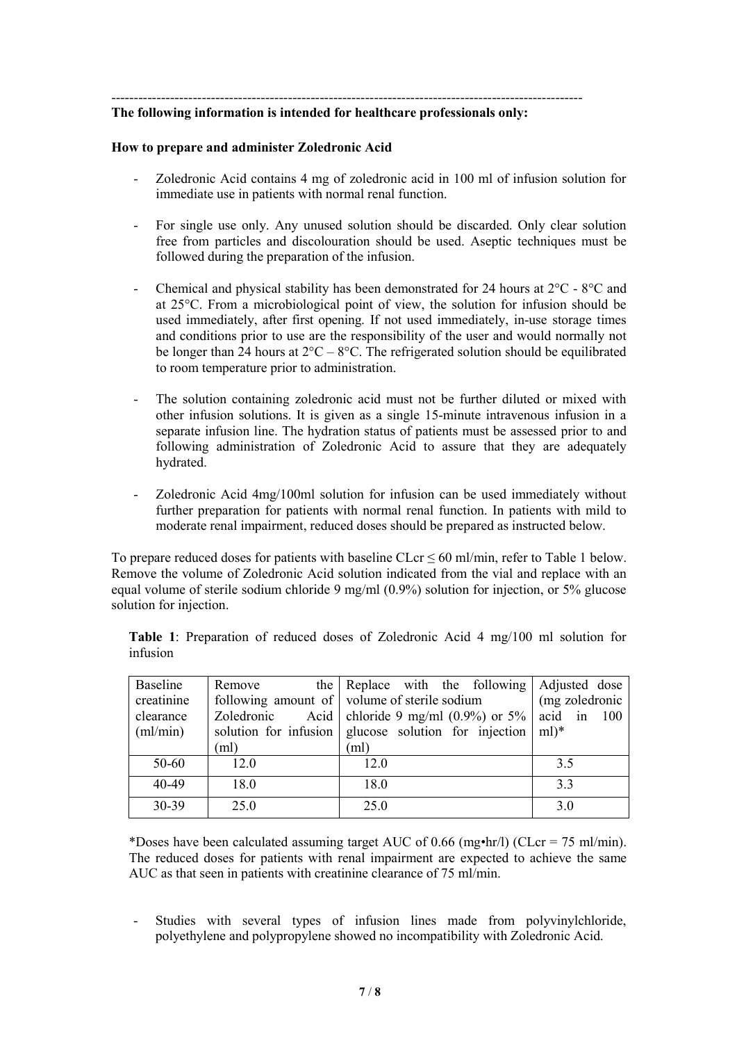---

**The following information is intended for healthcare professionals only:**

**How to prepare and administer Zoledronic Acid**

- Zoledronic Acid contains 4 mg of zoledronic acid in 100 ml of infusion solution for immediate use in patients with normal renal function.

- For single use only. Any unused solution should be discarded. Only clear solution free from particles and discolouration should be used. Aseptic techniques must be followed during the preparation of the infusion.

- Chemical and physical stability has been demonstrated for 24 hours at 2°C - 8°C and at 25°C. From a microbiological point of view, the solution for infusion should be used immediately, after first opening. If not used immediately, in-use storage times and conditions prior to use are the responsibility of the user and would normally not be longer than 24 hours at 2°C – 8°C. The refrigerated solution should be equilibrated to room temperature prior to administration.

- The solution containing zoledronic acid must not be further diluted or mixed with other infusion solutions. It is given as a single 15-minute intravenous infusion in a separate infusion line. The hydration status of patients must be assessed prior to and following administration of Zoledronic Acid to assure that they are adequately hydrated.

- Zoledronic Acid 4mg/100ml solution for infusion can be used immediately without further preparation for patients with normal renal function. In patients with mild to moderate renal impairment, reduced doses should be prepared as instructed below.

To prepare reduced doses for patients with baseline CLcr ≤ 60 ml/min, refer to Table 1 below. Remove the volume of Zoledronic Acid solution indicated from the vial and replace with an equal volume of sterile sodium chloride 9 mg/ml (0.9%) solution for injection, or 5% glucose solution for injection.

**Table 1**: Preparation of reduced doses of Zoledronic Acid 4 mg/100 ml solution for infusion

| Baseline creatinine clearance (ml/min) | Remove the following amount of Zoledronic Acid solution for infusion (ml) | Replace with the following volume of sterile sodium chloride 9 mg/ml (0.9%) or 5% glucose solution for injection (ml) | Adjusted dose (mg zoledronic acid in 100 ml)* |
|---|---|---|---|
| 50-60 | 12.0 | 12.0 | 3.5 |
| 40-49 | 18.0 | 18.0 | 3.3 |
| 30-39 | 25.0 | 25.0 | 3.0 |

*Doses have been calculated assuming target AUC of 0.66 (mg•hr/l) (CLcr = 75 ml/min). The reduced doses for patients with renal impairment are expected to achieve the same AUC as that seen in patients with creatinine clearance of 75 ml/min.

- Studies with several types of infusion lines made from polyvinylchloride, polyethylene and polypropylene showed no incompatibility with Zoledronic Acid.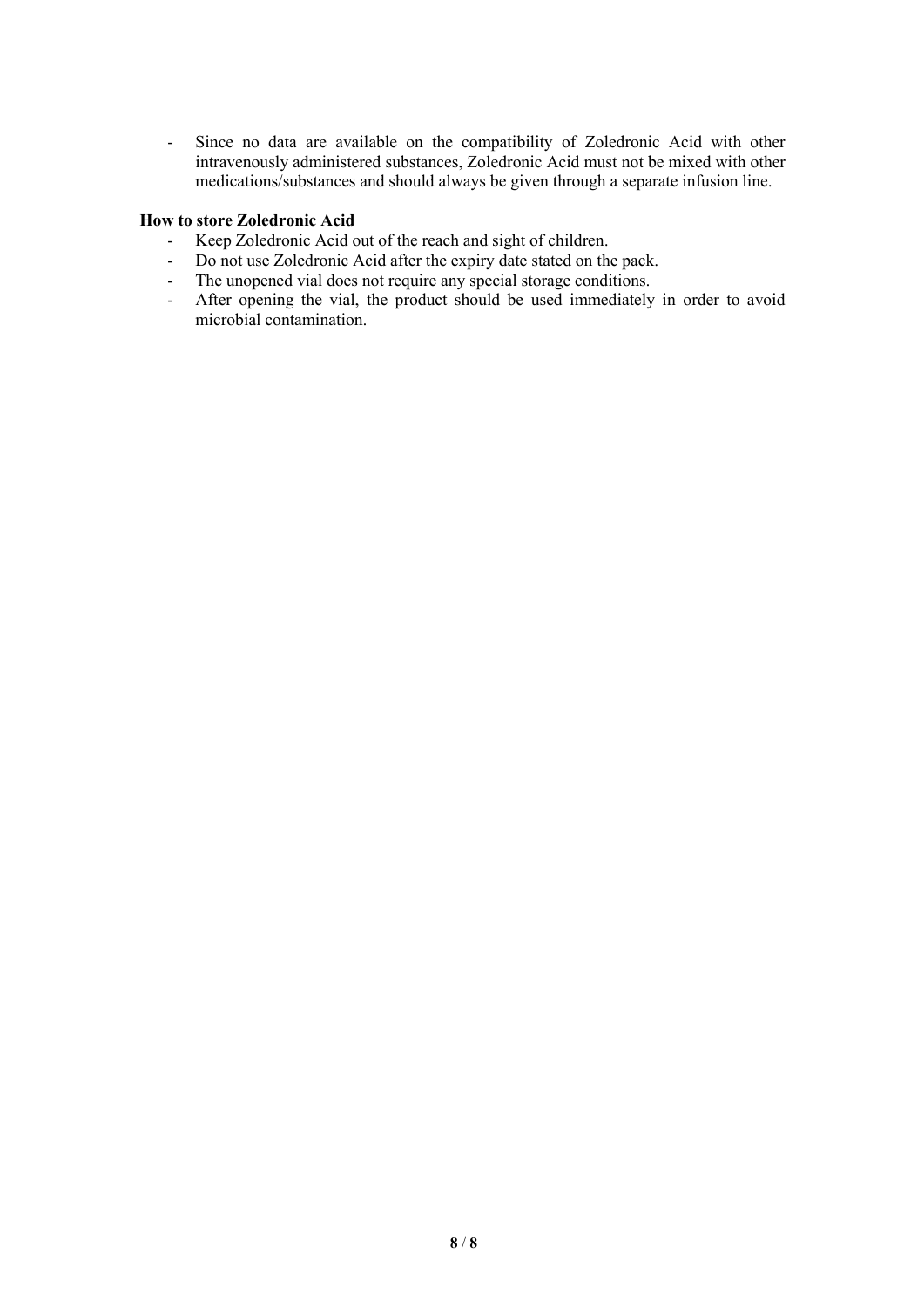- Since no data are available on the compatibility of Zoledronic Acid with other intravenously administered substances, Zoledronic Acid must not be mixed with other medications/substances and should always be given through a separate infusion line.

**How to store Zoledronic Acid**

- Keep Zoledronic Acid out of the reach and sight of children.
- Do not use Zoledronic Acid after the expiry date stated on the pack.
- The unopened vial does not require any special storage conditions.
- After opening the vial, the product should be used immediately in order to avoid microbial contamination.